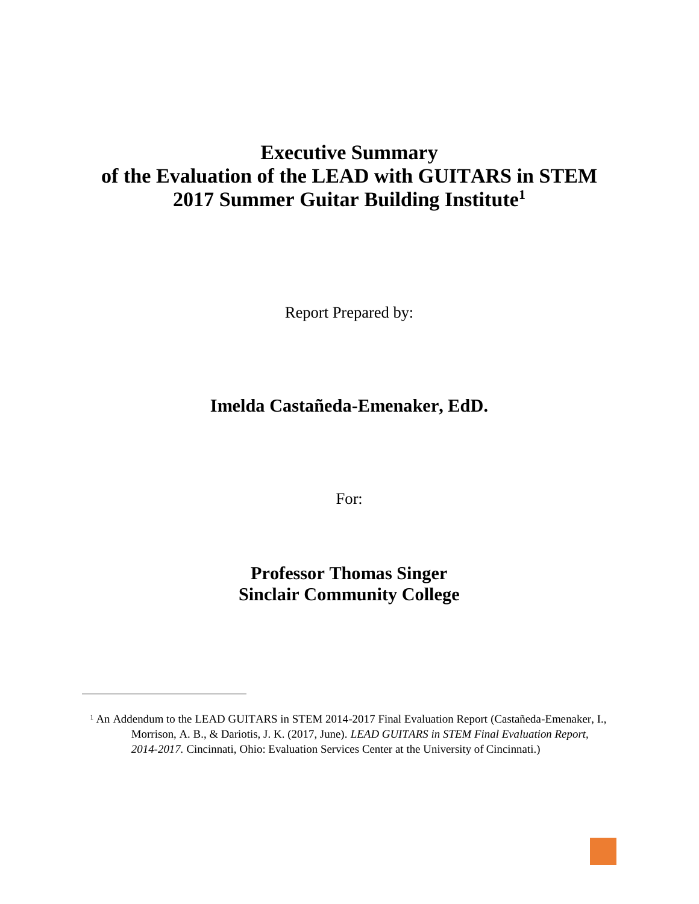# Executive Summary of the Evaluation of the LEAD with GUITARS in STEM 2017 Summer Guitar Building Institute[1]

Report Prepared by:

**Imelda Castañeda-Emenaker, EdD.**

For:

**Professor Thomas Singer**
**Sinclair Community College**

---

[1] An Addendum to the LEAD GUITARS in STEM 2014-2017 Final Evaluation Report (Castañeda-Emenaker, I., Morrison, A. B., & Dariotis, J. K. (2017, June). *LEAD GUITARS in STEM Final Evaluation Report, 2014-2017.* Cincinnati, Ohio: Evaluation Services Center at the University of Cincinnati.)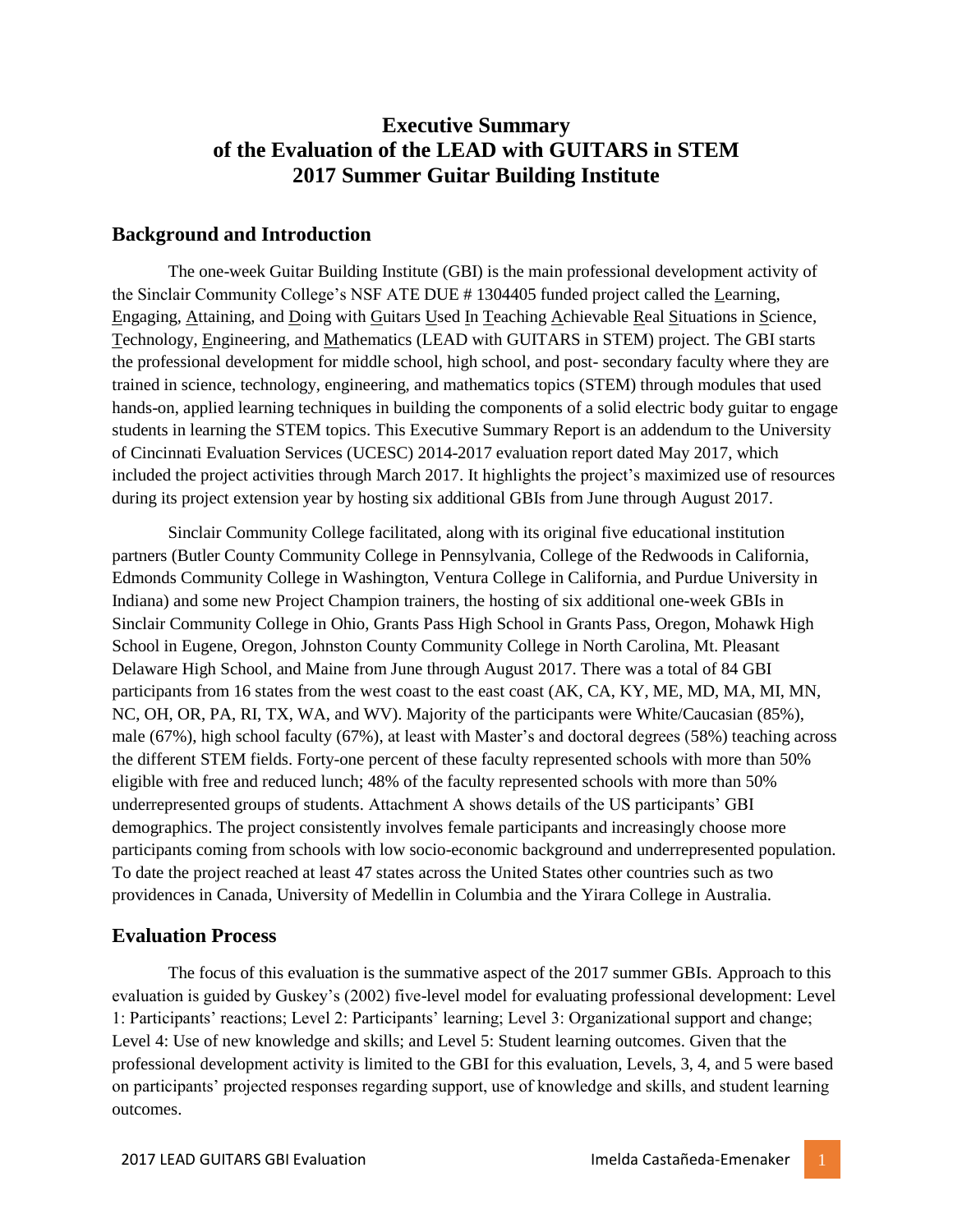# Executive Summary of the Evaluation of the LEAD with GUITARS in STEM 2017 Summer Guitar Building Institute

## Background and Introduction

The one-week Guitar Building Institute (GBI) is the main professional development activity of the Sinclair Community College's NSF ATE DUE # 1304405 funded project called the Learning, Engaging, Attaining, and Doing with Guitars Used In Teaching Achievable Real Situations in Science, Technology, Engineering, and Mathematics (LEAD with GUITARS in STEM) project. The GBI starts the professional development for middle school, high school, and post- secondary faculty where they are trained in science, technology, engineering, and mathematics topics (STEM) through modules that used hands-on, applied learning techniques in building the components of a solid electric body guitar to engage students in learning the STEM topics. This Executive Summary Report is an addendum to the University of Cincinnati Evaluation Services (UCESC) 2014-2017 evaluation report dated May 2017, which included the project activities through March 2017. It highlights the project's maximized use of resources during its project extension year by hosting six additional GBIs from June through August 2017.

Sinclair Community College facilitated, along with its original five educational institution partners (Butler County Community College in Pennsylvania, College of the Redwoods in California, Edmonds Community College in Washington, Ventura College in California, and Purdue University in Indiana) and some new Project Champion trainers, the hosting of six additional one-week GBIs in Sinclair Community College in Ohio, Grants Pass High School in Grants Pass, Oregon, Mohawk High School in Eugene, Oregon, Johnston County Community College in North Carolina, Mt. Pleasant Delaware High School, and Maine from June through August 2017. There was a total of 84 GBI participants from 16 states from the west coast to the east coast (AK, CA, KY, ME, MD, MA, MI, MN, NC, OH, OR, PA, RI, TX, WA, and WV). Majority of the participants were White/Caucasian (85%), male (67%), high school faculty (67%), at least with Master's and doctoral degrees (58%) teaching across the different STEM fields. Forty-one percent of these faculty represented schools with more than 50% eligible with free and reduced lunch; 48% of the faculty represented schools with more than 50% underrepresented groups of students. Attachment A shows details of the US participants' GBI demographics. The project consistently involves female participants and increasingly choose more participants coming from schools with low socio-economic background and underrepresented population. To date the project reached at least 47 states across the United States other countries such as two providences in Canada, University of Medellin in Columbia and the Yirara College in Australia.

## Evaluation Process

The focus of this evaluation is the summative aspect of the 2017 summer GBIs. Approach to this evaluation is guided by Guskey's (2002) five-level model for evaluating professional development: Level 1: Participants' reactions; Level 2: Participants' learning; Level 3: Organizational support and change; Level 4: Use of new knowledge and skills; and Level 5: Student learning outcomes. Given that the professional development activity is limited to the GBI for this evaluation, Levels, 3, 4, and 5 were based on participants' projected responses regarding support, use of knowledge and skills, and student learning outcomes.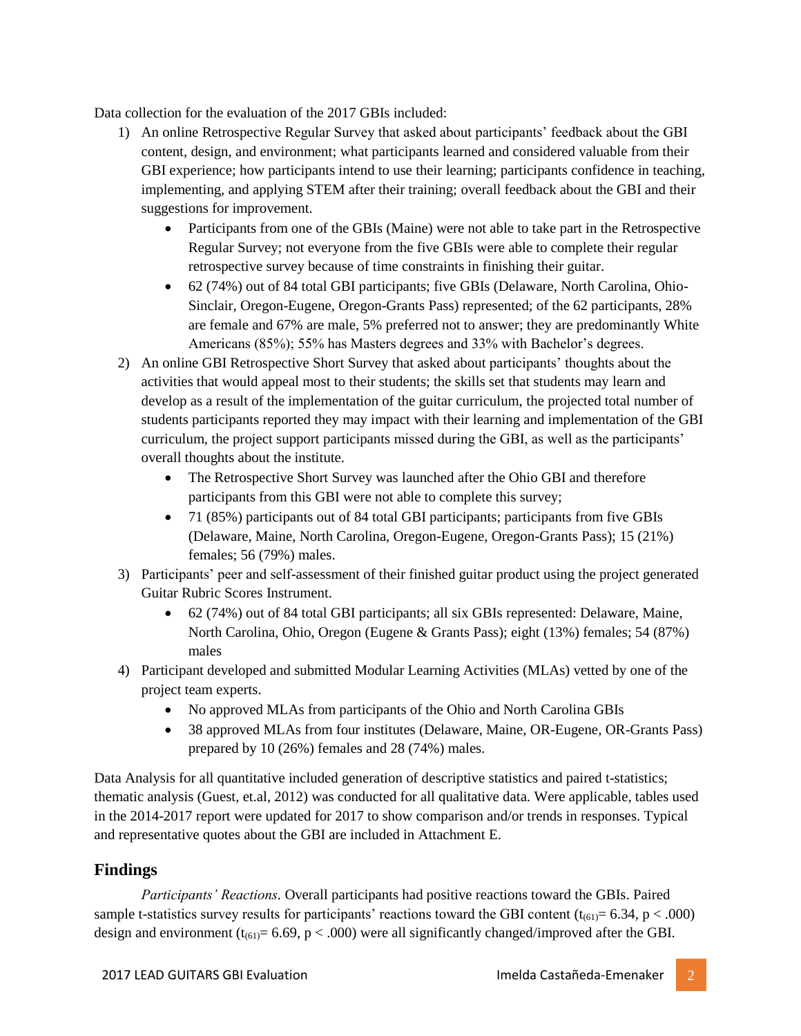Data collection for the evaluation of the 2017 GBIs included:

1) An online Retrospective Regular Survey that asked about participants' feedback about the GBI content, design, and environment; what participants learned and considered valuable from their GBI experience; how participants intend to use their learning; participants confidence in teaching, implementing, and applying STEM after their training; overall feedback about the GBI and their suggestions for improvement.
    - Participants from one of the GBIs (Maine) were not able to take part in the Retrospective Regular Survey; not everyone from the five GBIs were able to complete their regular retrospective survey because of time constraints in finishing their guitar.
    - 62 (74%) out of 84 total GBI participants; five GBIs (Delaware, North Carolina, Ohio-Sinclair, Oregon-Eugene, Oregon-Grants Pass) represented; of the 62 participants, 28% are female and 67% are male, 5% preferred not to answer; they are predominantly White Americans (85%); 55% has Masters degrees and 33% with Bachelor's degrees.
2) An online GBI Retrospective Short Survey that asked about participants' thoughts about the activities that would appeal most to their students; the skills set that students may learn and develop as a result of the implementation of the guitar curriculum, the projected total number of students participants reported they may impact with their learning and implementation of the GBI curriculum, the project support participants missed during the GBI, as well as the participants' overall thoughts about the institute.
    - The Retrospective Short Survey was launched after the Ohio GBI and therefore participants from this GBI were not able to complete this survey;
    - 71 (85%) participants out of 84 total GBI participants; participants from five GBIs (Delaware, Maine, North Carolina, Oregon-Eugene, Oregon-Grants Pass); 15 (21%) females; 56 (79%) males.
3) Participants' peer and self-assessment of their finished guitar product using the project generated Guitar Rubric Scores Instrument.
    - 62 (74%) out of 84 total GBI participants; all six GBIs represented: Delaware, Maine, North Carolina, Ohio, Oregon (Eugene & Grants Pass); eight (13%) females; 54 (87%) males
4) Participant developed and submitted Modular Learning Activities (MLAs) vetted by one of the project team experts.
    - No approved MLAs from participants of the Ohio and North Carolina GBIs
    - 38 approved MLAs from four institutes (Delaware, Maine, OR-Eugene, OR-Grants Pass) prepared by 10 (26%) females and 28 (74%) males.

Data Analysis for all quantitative included generation of descriptive statistics and paired t-statistics; thematic analysis (Guest, et.al, 2012) was conducted for all qualitative data. Were applicable, tables used in the 2014-2017 report were updated for 2017 to show comparison and/or trends in responses. Typical and representative quotes about the GBI are included in Attachment E.

## Findings

*Participants' Reactions*. Overall participants had positive reactions toward the GBIs. Paired sample t-statistics survey results for participants' reactions toward the GBI content ($t_{(61)} = 6.34$, $p < .000$) design and environment ($t_{(61)} = 6.69$, $p < .000$) were all significantly changed/improved after the GBI.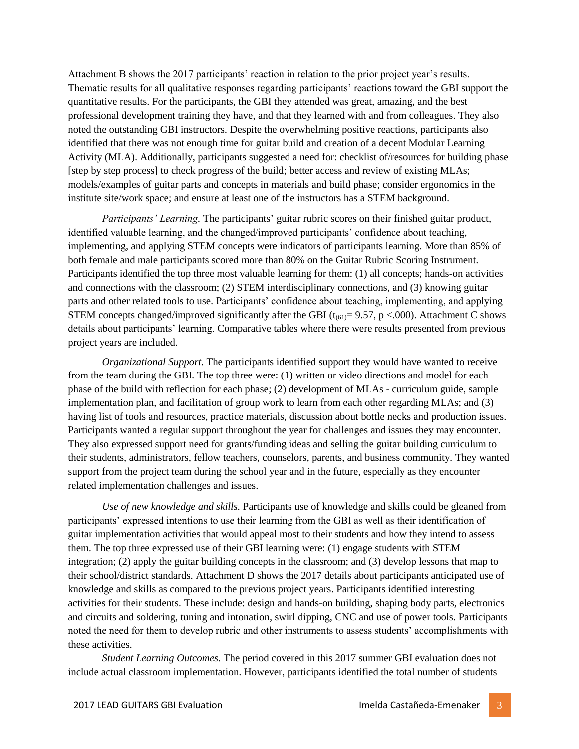Attachment B shows the 2017 participants' reaction in relation to the prior project year's results. Thematic results for all qualitative responses regarding participants' reactions toward the GBI support the quantitative results. For the participants, the GBI they attended was great, amazing, and the best professional development training they have, and that they learned with and from colleagues. They also noted the outstanding GBI instructors. Despite the overwhelming positive reactions, participants also identified that there was not enough time for guitar build and creation of a decent Modular Learning Activity (MLA). Additionally, participants suggested a need for: checklist of/resources for building phase [step by step process] to check progress of the build; better access and review of existing MLAs; models/examples of guitar parts and concepts in materials and build phase; consider ergonomics in the institute site/work space; and ensure at least one of the instructors has a STEM background.

*Participants' Learning.* The participants' guitar rubric scores on their finished guitar product, identified valuable learning, and the changed/improved participants' confidence about teaching, implementing, and applying STEM concepts were indicators of participants learning. More than 85% of both female and male participants scored more than 80% on the Guitar Rubric Scoring Instrument. Participants identified the top three most valuable learning for them: (1) all concepts; hands-on activities and connections with the classroom; (2) STEM interdisciplinary connections, and (3) knowing guitar parts and other related tools to use. Participants' confidence about teaching, implementing, and applying STEM concepts changed/improved significantly after the GBI ($t_{(61)} = 9.57$, $p < .000$). Attachment C shows details about participants' learning. Comparative tables where there were results presented from previous project years are included.

*Organizational Support.* The participants identified support they would have wanted to receive from the team during the GBI. The top three were: (1) written or video directions and model for each phase of the build with reflection for each phase; (2) development of MLAs - curriculum guide, sample implementation plan, and facilitation of group work to learn from each other regarding MLAs; and (3) having list of tools and resources, practice materials, discussion about bottle necks and production issues. Participants wanted a regular support throughout the year for challenges and issues they may encounter. They also expressed support need for grants/funding ideas and selling the guitar building curriculum to their students, administrators, fellow teachers, counselors, parents, and business community. They wanted support from the project team during the school year and in the future, especially as they encounter related implementation challenges and issues.

*Use of new knowledge and skills.* Participants use of knowledge and skills could be gleaned from participants' expressed intentions to use their learning from the GBI as well as their identification of guitar implementation activities that would appeal most to their students and how they intend to assess them. The top three expressed use of their GBI learning were: (1) engage students with STEM integration; (2) apply the guitar building concepts in the classroom; and (3) develop lessons that map to their school/district standards. Attachment D shows the 2017 details about participants anticipated use of knowledge and skills as compared to the previous project years. Participants identified interesting activities for their students. These include: design and hands-on building, shaping body parts, electronics and circuits and soldering, tuning and intonation, swirl dipping, CNC and use of power tools. Participants noted the need for them to develop rubric and other instruments to assess students' accomplishments with these activities.

*Student Learning Outcomes.* The period covered in this 2017 summer GBI evaluation does not include actual classroom implementation. However, participants identified the total number of students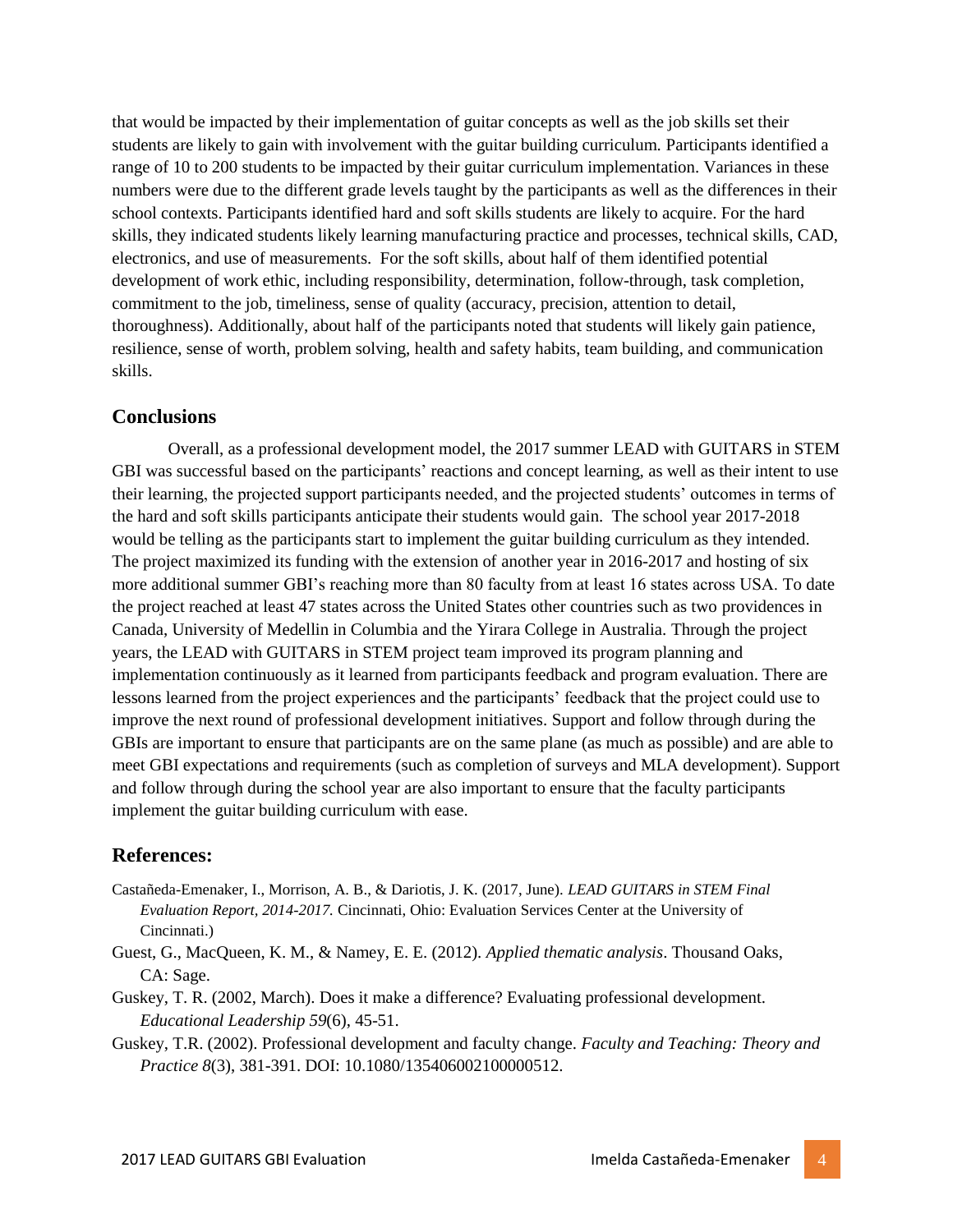that would be impacted by their implementation of guitar concepts as well as the job skills set their students are likely to gain with involvement with the guitar building curriculum. Participants identified a range of 10 to 200 students to be impacted by their guitar curriculum implementation. Variances in these numbers were due to the different grade levels taught by the participants as well as the differences in their school contexts. Participants identified hard and soft skills students are likely to acquire. For the hard skills, they indicated students likely learning manufacturing practice and processes, technical skills, CAD, electronics, and use of measurements. For the soft skills, about half of them identified potential development of work ethic, including responsibility, determination, follow-through, task completion, commitment to the job, timeliness, sense of quality (accuracy, precision, attention to detail, thoroughness). Additionally, about half of the participants noted that students will likely gain patience, resilience, sense of worth, problem solving, health and safety habits, team building, and communication skills.

## Conclusions

Overall, as a professional development model, the 2017 summer LEAD with GUITARS in STEM GBI was successful based on the participants' reactions and concept learning, as well as their intent to use their learning, the projected support participants needed, and the projected students' outcomes in terms of the hard and soft skills participants anticipate their students would gain. The school year 2017-2018 would be telling as the participants start to implement the guitar building curriculum as they intended. The project maximized its funding with the extension of another year in 2016-2017 and hosting of six more additional summer GBI's reaching more than 80 faculty from at least 16 states across USA. To date the project reached at least 47 states across the United States other countries such as two providences in Canada, University of Medellin in Columbia and the Yirara College in Australia. Through the project years, the LEAD with GUITARS in STEM project team improved its program planning and implementation continuously as it learned from participants feedback and program evaluation. There are lessons learned from the project experiences and the participants' feedback that the project could use to improve the next round of professional development initiatives. Support and follow through during the GBIs are important to ensure that participants are on the same plane (as much as possible) and are able to meet GBI expectations and requirements (such as completion of surveys and MLA development). Support and follow through during the school year are also important to ensure that the faculty participants implement the guitar building curriculum with ease.

## References:

Castañeda-Emenaker, I., Morrison, A. B., & Dariotis, J. K. (2017, June). *LEAD GUITARS in STEM Final Evaluation Report, 2014-2017.* Cincinnati, Ohio: Evaluation Services Center at the University of Cincinnati.)

Guest, G., MacQueen, K. M., & Namey, E. E. (2012). *Applied thematic analysis*. Thousand Oaks, CA: Sage.

Guskey, T. R. (2002, March). Does it make a difference? Evaluating professional development. *Educational Leadership 59*(6), 45-51.

Guskey, T.R. (2002). Professional development and faculty change. *Faculty and Teaching: Theory and Practice 8*(3), 381-391. DOI: 10.1080/135406002100000512.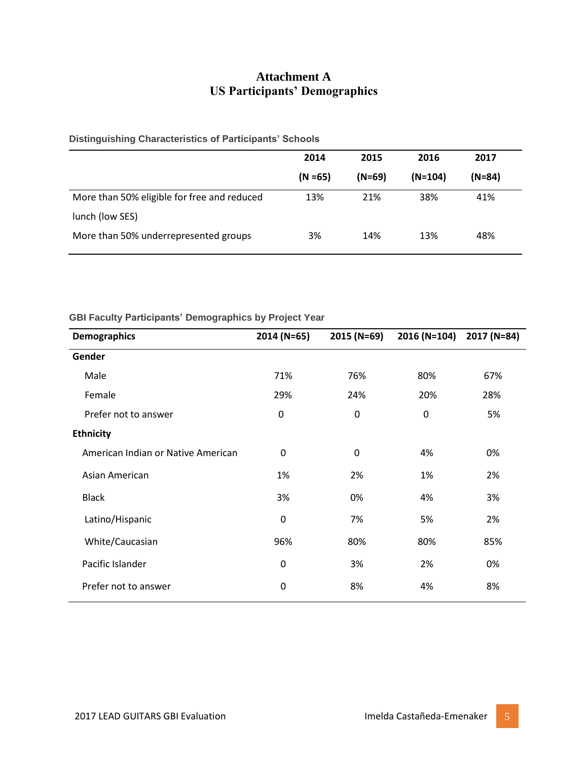# Attachment A
# US Participants' Demographics

### Distinguishing Characteristics of Participants' Schools

| | 2014 (N =65) | 2015 (N=69) | 2016 (N=104) | 2017 (N=84) |
|---|---|---|---|---|
| More than 50% eligible for free and reduced lunch (low SES) | 13% | 21% | 38% | 41% |
| More than 50% underrepresented groups | 3% | 14% | 13% | 48% |

### GBI Faculty Participants' Demographics by Project Year

| Demographics | 2014 (N=65) | 2015 (N=69) | 2016 (N=104) | 2017 (N=84) |
|---|---|---|---|---|
| **Gender** | | | | |
| Male | 71% | 76% | 80% | 67% |
| Female | 29% | 24% | 20% | 28% |
| Prefer not to answer | 0 | 0 | 0 | 5% |
| **Ethnicity** | | | | |
| American Indian or Native American | 0 | 0 | 4% | 0% |
| Asian American | 1% | 2% | 1% | 2% |
| Black | 3% | 0% | 4% | 3% |
| Latino/Hispanic | 0 | 7% | 5% | 2% |
| White/Caucasian | 96% | 80% | 80% | 85% |
| Pacific Islander | 0 | 3% | 2% | 0% |
| Prefer not to answer | 0 | 8% | 4% | 8% |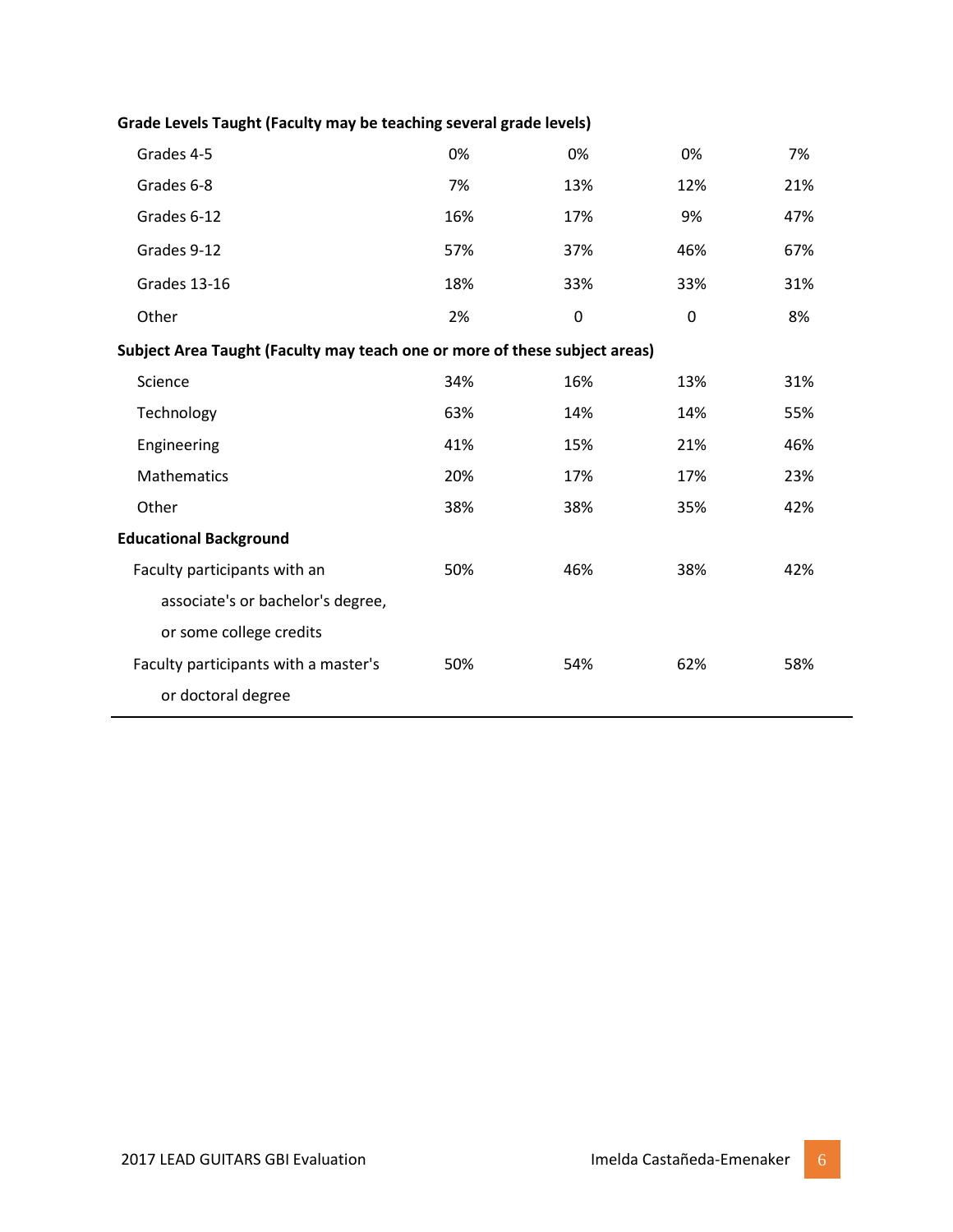| | | | | |
|---|---|---|---|---|
| **Grade Levels Taught (Faculty may be teaching several grade levels)** | | | | |
| Grades 4-5 | 0% | 0% | 0% | 7% |
| Grades 6-8 | 7% | 13% | 12% | 21% |
| Grades 6-12 | 16% | 17% | 9% | 47% |
| Grades 9-12 | 57% | 37% | 46% | 67% |
| Grades 13-16 | 18% | 33% | 33% | 31% |
| Other | 2% | 0 | 0 | 8% |
| **Subject Area Taught (Faculty may teach one or more of these subject areas)** | | | | |
| Science | 34% | 16% | 13% | 31% |
| Technology | 63% | 14% | 14% | 55% |
| Engineering | 41% | 15% | 21% | 46% |
| Mathematics | 20% | 17% | 17% | 23% |
| Other | 38% | 38% | 35% | 42% |
| **Educational Background** | | | | |
| Faculty participants with an associate's or bachelor's degree, or some college credits | 50% | 46% | 38% | 42% |
| Faculty participants with a master's or doctoral degree | 50% | 54% | 62% | 58% |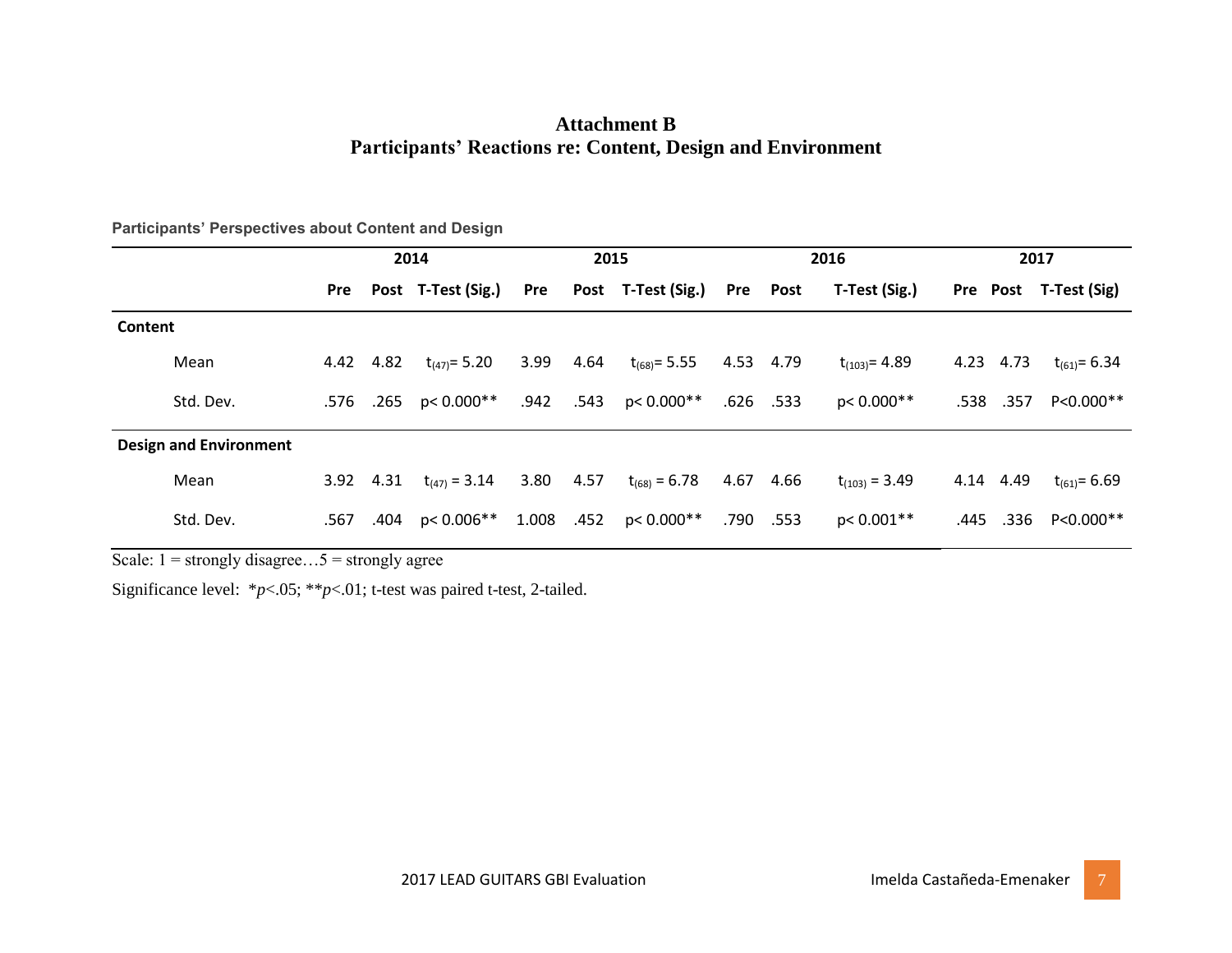**Attachment B**
**Participants' Reactions re: Content, Design and Environment**

**Participants' Perspectives about Content and Design**

| | 2014 | | | 2015 | | | 2016 | | | 2017 | | |
|---|---|---|---|---|---|---|---|---|---|---|---|---|
| | Pre | Post | T-Test (Sig.) | Pre | Post | T-Test (Sig.) | Pre | Post | T-Test (Sig.) | Pre | Post | T-Test (Sig) |
| **Content** | | | | | | | | | | | | |
| Mean | 4.42 | 4.82 | $t_{(47)}= 5.20$ | 3.99 | 4.64 | $t_{(68)}= 5.55$ | 4.53 | 4.79 | $t_{(103)}= 4.89$ | 4.23 | 4.73 | $t_{(61)}= 6.34$ |
| Std. Dev. | .576 | .265 | p< 0.000** | .942 | .543 | p< 0.000** | .626 | .533 | p< 0.000** | .538 | .357 | P<0.000** |
| **Design and Environment** | | | | | | | | | | | | |
| Mean | 3.92 | 4.31 | $t_{(47)} = 3.14$ | 3.80 | 4.57 | $t_{(68)} = 6.78$ | 4.67 | 4.66 | $t_{(103)} = 3.49$ | 4.14 | 4.49 | $t_{(61)}= 6.69$ |
| Std. Dev. | .567 | .404 | p< 0.006** | 1.008 | .452 | p< 0.000** | .790 | .553 | p< 0.001** | .445 | .336 | P<0.000** |

Scale: 1 = strongly disagree…5 = strongly agree

Significance level: *$p$<.05; **$p$<.01; t-test was paired t-test, 2-tailed.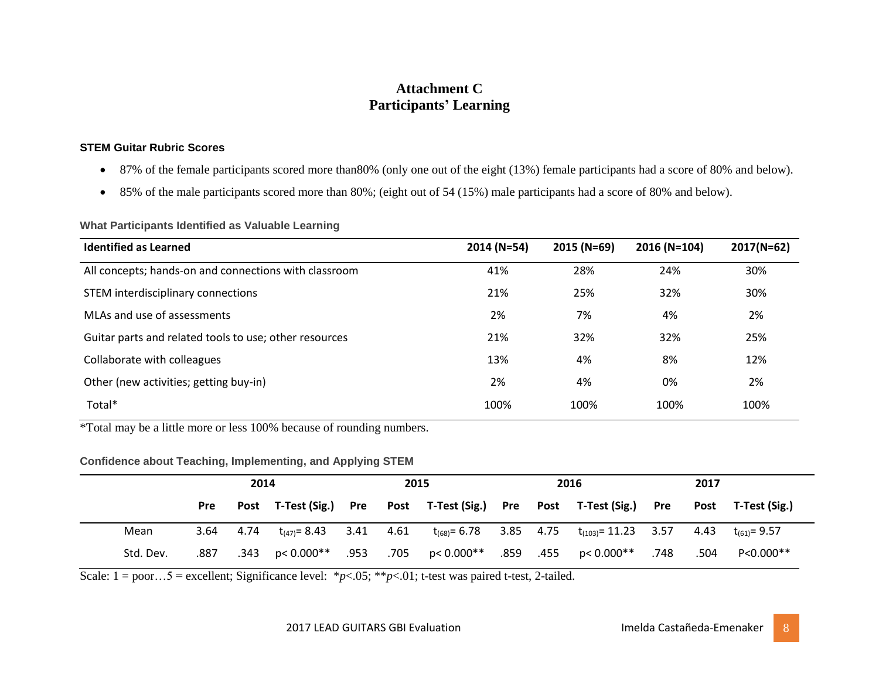# Attachment C
# Participants' Learning

### STEM Guitar Rubric Scores

- 87% of the female participants scored more than80% (only one out of the eight (13%) female participants had a score of 80% and below).
- 85% of the male participants scored more than 80%; (eight out of 54 (15%) male participants had a score of 80% and below).

### What Participants Identified as Valuable Learning

| Identified as Learned | 2014 (N=54) | 2015 (N=69) | 2016 (N=104) | 2017(N=62) |
|---|---|---|---|---|
| All concepts; hands-on and connections with classroom | 41% | 28% | 24% | 30% |
| STEM interdisciplinary connections | 21% | 25% | 32% | 30% |
| MLAs and use of assessments | 2% | 7% | 4% | 2% |
| Guitar parts and related tools to use; other resources | 21% | 32% | 32% | 25% |
| Collaborate with colleagues | 13% | 4% | 8% | 12% |
| Other (new activities; getting buy-in) | 2% | 4% | 0% | 2% |
| Total* | 100% | 100% | 100% | 100% |

*Total may be a little more or less 100% because of rounding numbers.

### Confidence about Teaching, Implementing, and Applying STEM

| | 2014 | | | 2015 | | | 2016 | | | 2017 | | |
|---|---|---|---|---|---|---|---|---|---|---|---|---|
| | Pre | Post | T-Test (Sig.) | Pre | Post | T-Test (Sig.) | Pre | Post | T-Test (Sig.) | Pre | Post | T-Test (Sig.) |
| Mean | 3.64 | 4.74 | $t_{(47)}= 8.43$ | 3.41 | 4.61 | $t_{(68)}= 6.78$ | 3.85 | 4.75 | $t_{(103)}= 11.23$ | 3.57 | 4.43 | $t_{(61)}= 9.57$ |
| Std. Dev. | .887 | .343 | $p< 0.000$** | .953 | .705 | $p< 0.000$** | .859 | .455 | $p< 0.000$** | .748 | .504 | $P<0.000$** |

Scale: 1 = poor…5 = excellent; Significance level: *$p<.05$; **$p<.01$; t-test was paired t-test, 2-tailed.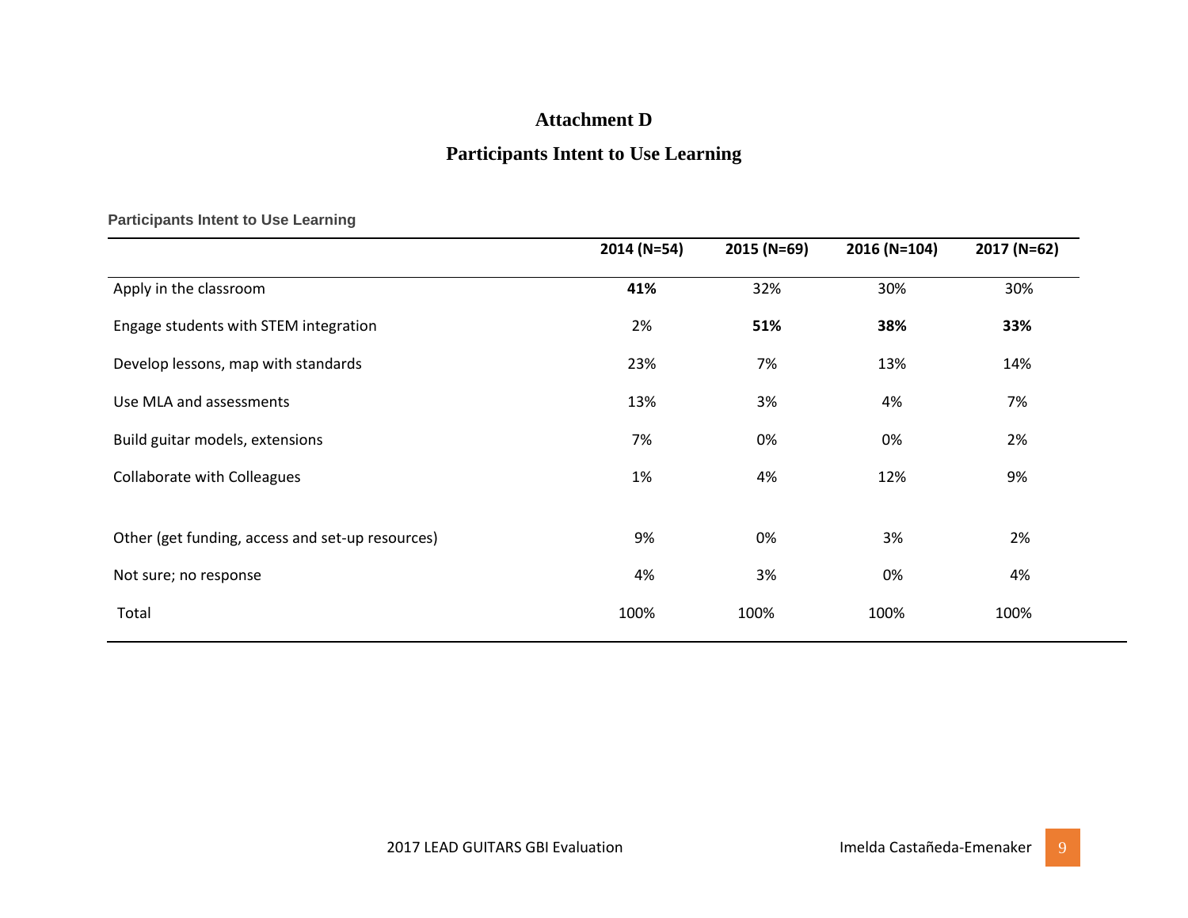# Attachment D

## Participants Intent to Use Learning

**Participants Intent to Use Learning**

| | 2014 (N=54) | 2015 (N=69) | 2016 (N=104) | 2017 (N=62) |
|---|---|---|---|---|
| Apply in the classroom | **41%** | 32% | 30% | 30% |
| Engage students with STEM integration | 2% | **51%** | **38%** | **33%** |
| Develop lessons, map with standards | 23% | 7% | 13% | 14% |
| Use MLA and assessments | 13% | 3% | 4% | 7% |
| Build guitar models, extensions | 7% | 0% | 0% | 2% |
| Collaborate with Colleagues | 1% | 4% | 12% | 9% |
| Other (get funding, access and set-up resources) | 9% | 0% | 3% | 2% |
| Not sure; no response | 4% | 3% | 0% | 4% |
| Total | 100% | 100% | 100% | 100% |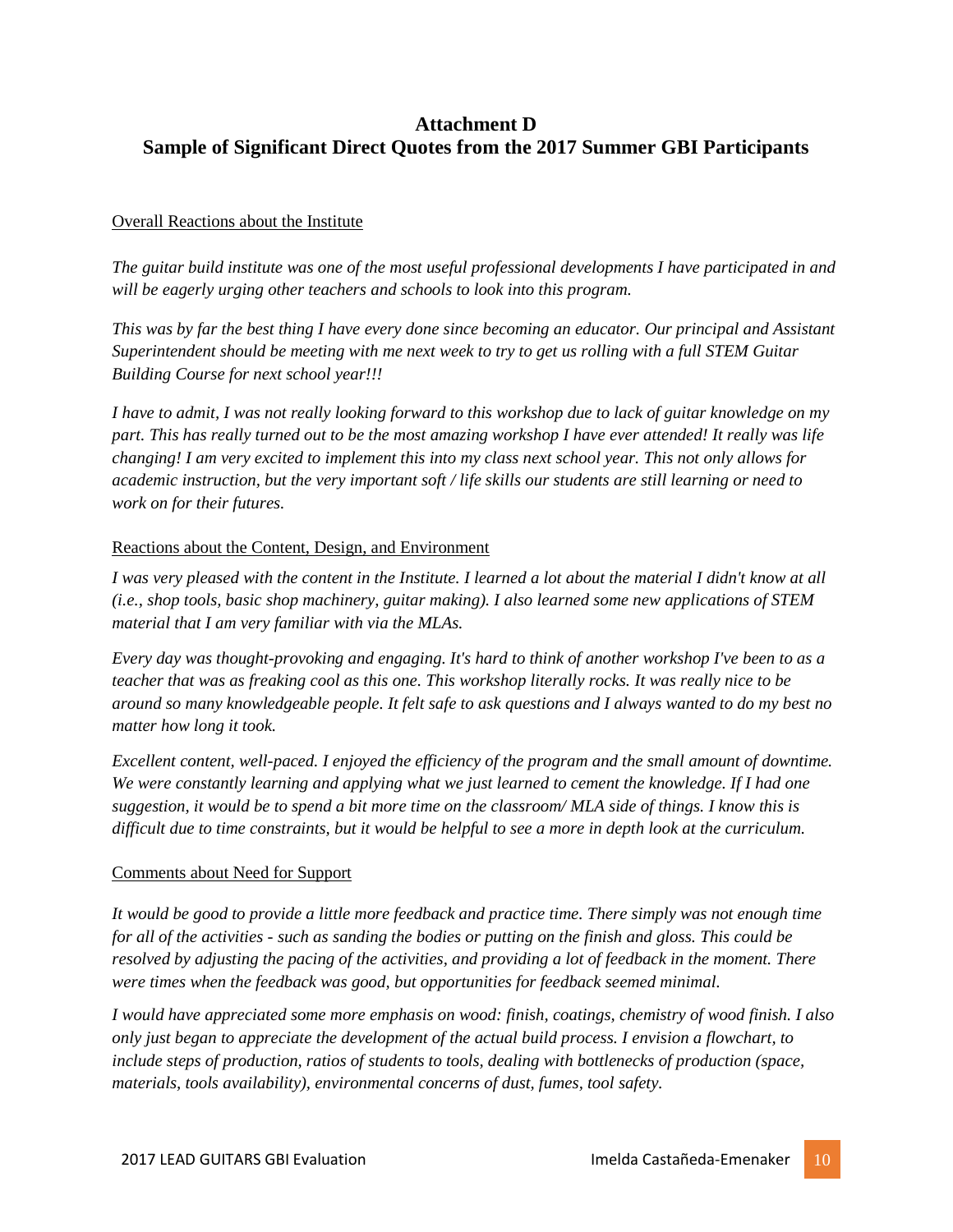# Attachment D
# Sample of Significant Direct Quotes from the 2017 Summer GBI Participants

Overall Reactions about the Institute

*The guitar build institute was one of the most useful professional developments I have participated in and will be eagerly urging other teachers and schools to look into this program.*

*This was by far the best thing I have every done since becoming an educator. Our principal and Assistant Superintendent should be meeting with me next week to try to get us rolling with a full STEM Guitar Building Course for next school year!!!*

*I have to admit, I was not really looking forward to this workshop due to lack of guitar knowledge on my part. This has really turned out to be the most amazing workshop I have ever attended! It really was life changing! I am very excited to implement this into my class next school year. This not only allows for academic instruction, but the very important soft / life skills our students are still learning or need to work on for their futures.*

Reactions about the Content, Design, and Environment

*I was very pleased with the content in the Institute. I learned a lot about the material I didn't know at all (i.e., shop tools, basic shop machinery, guitar making). I also learned some new applications of STEM material that I am very familiar with via the MLAs.*

*Every day was thought-provoking and engaging. It's hard to think of another workshop I've been to as a teacher that was as freaking cool as this one. This workshop literally rocks. It was really nice to be around so many knowledgeable people. It felt safe to ask questions and I always wanted to do my best no matter how long it took.*

*Excellent content, well-paced. I enjoyed the efficiency of the program and the small amount of downtime. We were constantly learning and applying what we just learned to cement the knowledge. If I had one suggestion, it would be to spend a bit more time on the classroom/ MLA side of things. I know this is difficult due to time constraints, but it would be helpful to see a more in depth look at the curriculum.*

Comments about Need for Support

*It would be good to provide a little more feedback and practice time. There simply was not enough time for all of the activities - such as sanding the bodies or putting on the finish and gloss. This could be resolved by adjusting the pacing of the activities, and providing a lot of feedback in the moment. There were times when the feedback was good, but opportunities for feedback seemed minimal.*

*I would have appreciated some more emphasis on wood: finish, coatings, chemistry of wood finish. I also only just began to appreciate the development of the actual build process. I envision a flowchart, to include steps of production, ratios of students to tools, dealing with bottlenecks of production (space, materials, tools availability), environmental concerns of dust, fumes, tool safety.*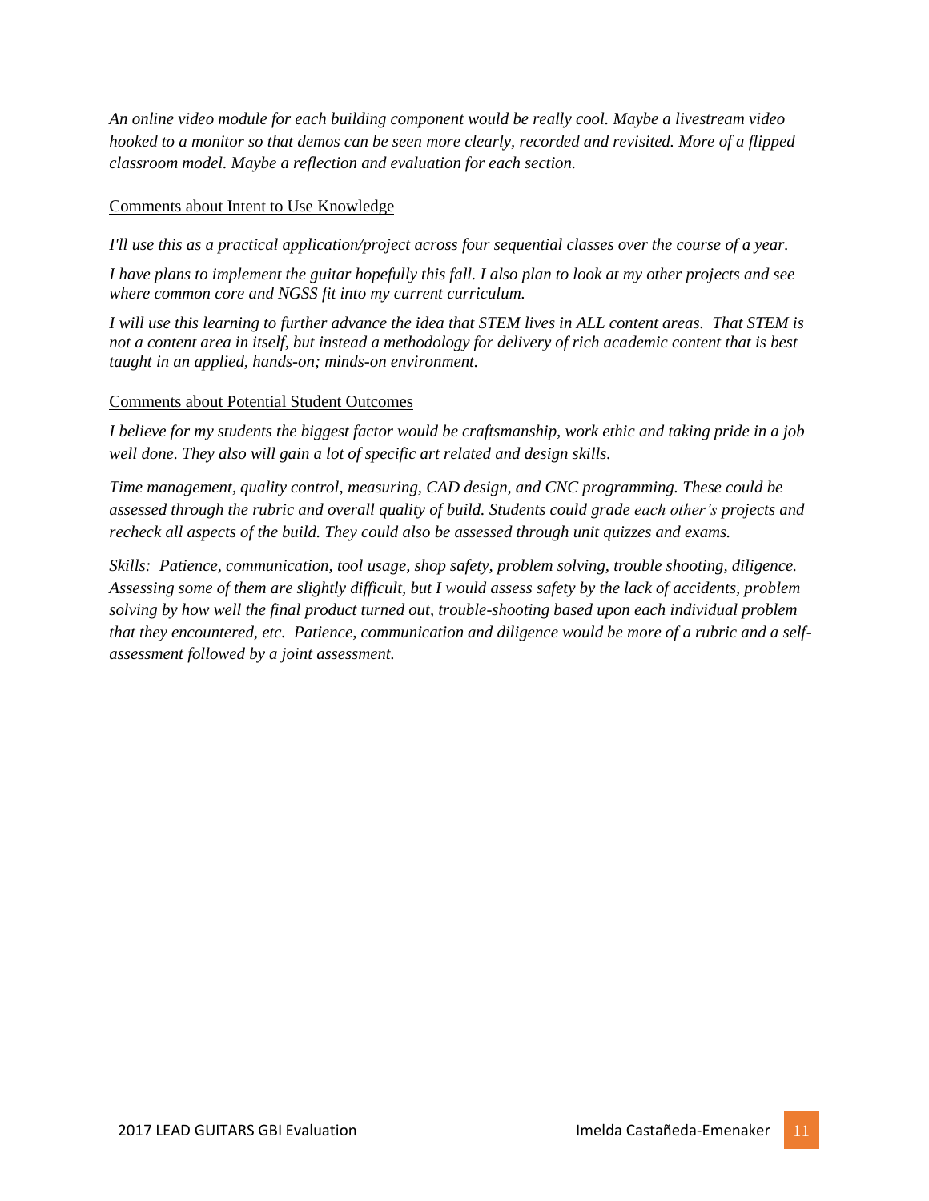*An online video module for each building component would be really cool. Maybe a livestream video hooked to a monitor so that demos can be seen more clearly, recorded and revisited. More of a flipped classroom model. Maybe a reflection and evaluation for each section.*

<u>Comments about Intent to Use Knowledge</u>

*I'll use this as a practical application/project across four sequential classes over the course of a year.*

*I have plans to implement the guitar hopefully this fall. I also plan to look at my other projects and see where common core and NGSS fit into my current curriculum.*

*I will use this learning to further advance the idea that STEM lives in ALL content areas. That STEM is not a content area in itself, but instead a methodology for delivery of rich academic content that is best taught in an applied, hands-on; minds-on environment.*

<u>Comments about Potential Student Outcomes</u>

*I believe for my students the biggest factor would be craftsmanship, work ethic and taking pride in a job well done. They also will gain a lot of specific art related and design skills.*

*Time management, quality control, measuring, CAD design, and CNC programming. These could be assessed through the rubric and overall quality of build. Students could grade each other's projects and recheck all aspects of the build. They could also be assessed through unit quizzes and exams.*

*Skills: Patience, communication, tool usage, shop safety, problem solving, trouble shooting, diligence. Assessing some of them are slightly difficult, but I would assess safety by the lack of accidents, problem solving by how well the final product turned out, trouble-shooting based upon each individual problem that they encountered, etc. Patience, communication and diligence would be more of a rubric and a self-assessment followed by a joint assessment.*